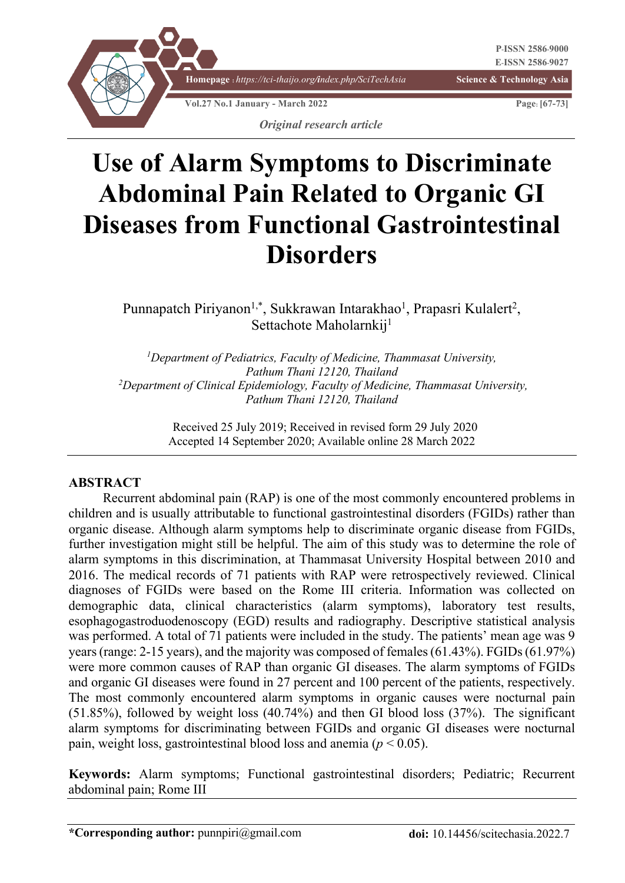*Original research article*

# Use of Alarm Symptoms to Discriminate Abdominal Pain Related to Organic GI Diseases from Functional Gastrointestinal Disorders

Punnapatch Piriyanon[1,*], Sukkrawan Intarakhao[1], Prapasri Kulalert[2], Settachote Maholarnkij[1]

[1]*Department of Pediatrics, Faculty of Medicine, Thammasat University, Pathum Thani 12120, Thailand*
[2]*Department of Clinical Epidemiology, Faculty of Medicine, Thammasat University, Pathum Thani 12120, Thailand*

Received 25 July 2019; Received in revised form 29 July 2020
Accepted 14 September 2020; Available online 28 March 2022

## ABSTRACT

Recurrent abdominal pain (RAP) is one of the most commonly encountered problems in children and is usually attributable to functional gastrointestinal disorders (FGIDs) rather than organic disease. Although alarm symptoms help to discriminate organic disease from FGIDs, further investigation might still be helpful. The aim of this study was to determine the role of alarm symptoms in this discrimination, at Thammasat University Hospital between 2010 and 2016. The medical records of 71 patients with RAP were retrospectively reviewed. Clinical diagnoses of FGIDs were based on the Rome III criteria. Information was collected on demographic data, clinical characteristics (alarm symptoms), laboratory test results, esophagogastroduodenoscopy (EGD) results and radiography. Descriptive statistical analysis was performed. A total of 71 patients were included in the study. The patients' mean age was 9 years (range: 2-15 years), and the majority was composed of females (61.43%). FGIDs (61.97%) were more common causes of RAP than organic GI diseases. The alarm symptoms of FGIDs and organic GI diseases were found in 27 percent and 100 percent of the patients, respectively. The most commonly encountered alarm symptoms in organic causes were nocturnal pain (51.85%), followed by weight loss (40.74%) and then GI blood loss (37%). The significant alarm symptoms for discriminating between FGIDs and organic GI diseases were nocturnal pain, weight loss, gastrointestinal blood loss and anemia ($p < 0.05$).

**Keywords:** Alarm symptoms; Functional gastrointestinal disorders; Pediatric; Recurrent abdominal pain; Rome III

**\*Corresponding author:** punnpiri@gmail.com

**doi:** 10.14456/scitechasia.2022.7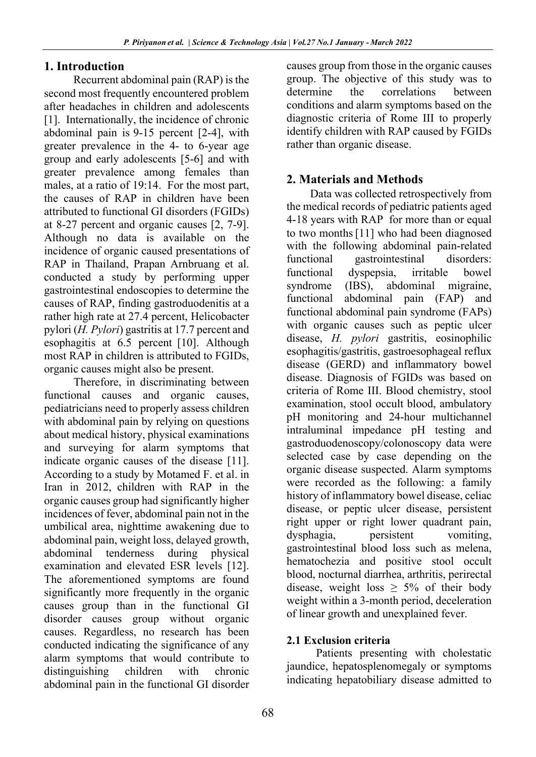## 1. Introduction

Recurrent abdominal pain (RAP) is the second most frequently encountered problem after headaches in children and adolescents [1]. Internationally, the incidence of chronic abdominal pain is 9-15 percent [2-4], with greater prevalence in the 4- to 6-year age group and early adolescents [5-6] and with greater prevalence among females than males, at a ratio of 19:14. For the most part, the causes of RAP in children have been attributed to functional GI disorders (FGIDs) at 8-27 percent and organic causes [2, 7-9]. Although no data is available on the incidence of organic caused presentations of RAP in Thailand, Prapan Arnbruang et al. conducted a study by performing upper gastrointestinal endoscopies to determine the causes of RAP, finding gastroduodenitis at a rather high rate at 27.4 percent, Helicobacter pylori (*H. Pylori*) gastritis at 17.7 percent and esophagitis at 6.5 percent [10]. Although most RAP in children is attributed to FGIDs, organic causes might also be present.

Therefore, in discriminating between functional causes and organic causes, pediatricians need to properly assess children with abdominal pain by relying on questions about medical history, physical examinations and surveying for alarm symptoms that indicate organic causes of the disease [11]. According to a study by Motamed F. et al. in Iran in 2012, children with RAP in the organic causes group had significantly higher incidences of fever, abdominal pain not in the umbilical area, nighttime awakening due to abdominal pain, weight loss, delayed growth, abdominal tenderness during physical examination and elevated ESR levels [12]. The aforementioned symptoms are found significantly more frequently in the organic causes group than in the functional GI disorder causes group without organic causes. Regardless, no research has been conducted indicating the significance of any alarm symptoms that would contribute to distinguishing children with chronic abdominal pain in the functional GI disorder causes group from those in the organic causes group. The objective of this study was to determine the correlations between conditions and alarm symptoms based on the diagnostic criteria of Rome III to properly identify children with RAP caused by FGIDs rather than organic disease.

## 2. Materials and Methods

Data was collected retrospectively from the medical records of pediatric patients aged 4-18 years with RAP for more than or equal to two months [11] who had been diagnosed with the following abdominal pain-related functional gastrointestinal disorders: functional dyspepsia, irritable bowel syndrome (IBS), abdominal migraine, functional abdominal pain (FAP) and functional abdominal pain syndrome (FAPs) with organic causes such as peptic ulcer disease, *H. pylori* gastritis, eosinophilic esophagitis/gastritis, gastroesophageal reflux disease (GERD) and inflammatory bowel disease. Diagnosis of FGIDs was based on criteria of Rome III. Blood chemistry, stool examination, stool occult blood, ambulatory pH monitoring and 24-hour multichannel intraluminal impedance pH testing and gastroduodenoscopy/colonoscopy data were selected case by case depending on the organic disease suspected. Alarm symptoms were recorded as the following: a family history of inflammatory bowel disease, celiac disease, or peptic ulcer disease, persistent right upper or right lower quadrant pain, dysphagia, persistent vomiting, gastrointestinal blood loss such as melena, hematochezia and positive stool occult blood, nocturnal diarrhea, arthritis, perirectal disease, weight loss $\geq$ 5% of their body weight within a 3-month period, deceleration of linear growth and unexplained fever.

### 2.1 Exclusion criteria

Patients presenting with cholestatic jaundice, hepatosplenomegaly or symptoms indicating hepatobiliary disease admitted to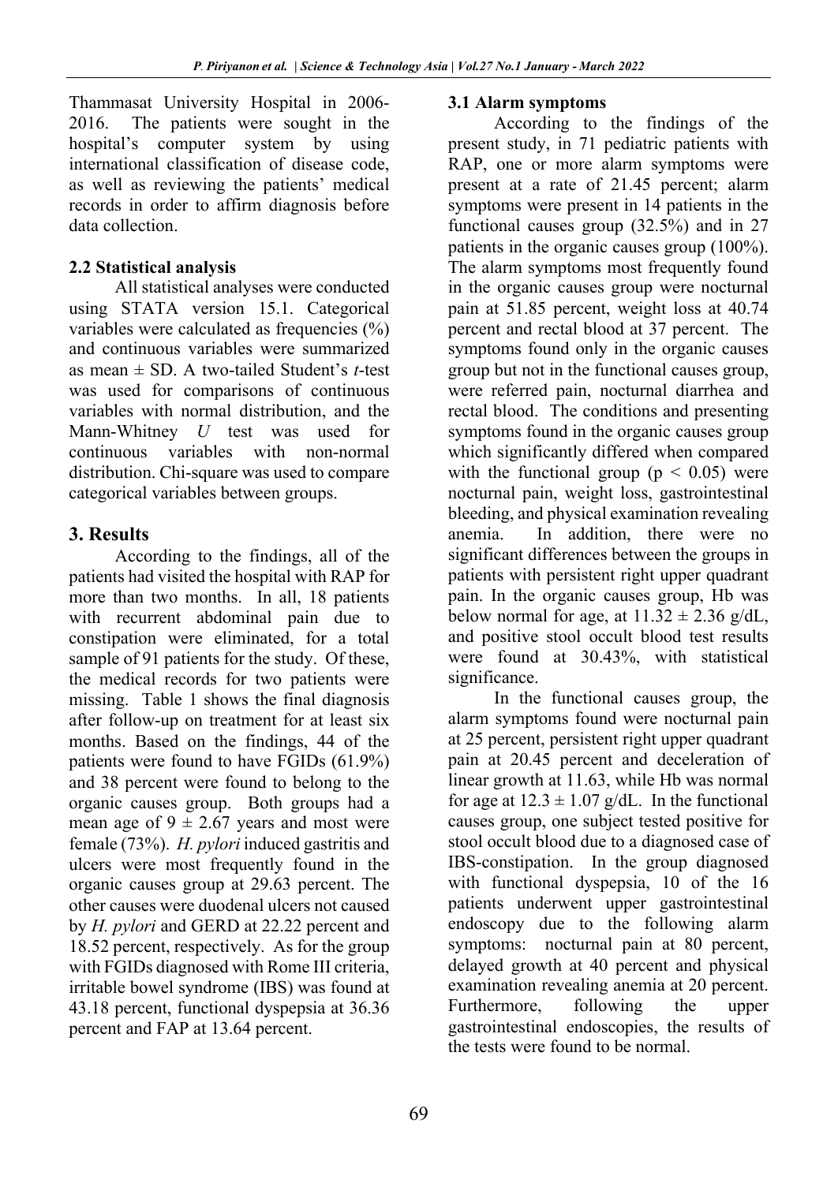Thammasat University Hospital in 2006-2016. The patients were sought in the hospital's computer system by using international classification of disease code, as well as reviewing the patients' medical records in order to affirm diagnosis before data collection.

### 2.2 Statistical analysis

All statistical analyses were conducted using STATA version 15.1. Categorical variables were calculated as frequencies (%) and continuous variables were summarized as mean ± SD. A two-tailed Student's *t*-test was used for comparisons of continuous variables with normal distribution, and the Mann-Whitney *U* test was used for continuous variables with non-normal distribution. Chi-square was used to compare categorical variables between groups.

## 3. Results

According to the findings, all of the patients had visited the hospital with RAP for more than two months. In all, 18 patients with recurrent abdominal pain due to constipation were eliminated, for a total sample of 91 patients for the study. Of these, the medical records for two patients were missing. Table 1 shows the final diagnosis after follow-up on treatment for at least six months. Based on the findings, 44 of the patients were found to have FGIDs (61.9%) and 38 percent were found to belong to the organic causes group. Both groups had a mean age of 9 ± 2.67 years and most were female (73%). *H. pylori* induced gastritis and ulcers were most frequently found in the organic causes group at 29.63 percent. The other causes were duodenal ulcers not caused by *H. pylori* and GERD at 22.22 percent and 18.52 percent, respectively. As for the group with FGIDs diagnosed with Rome III criteria, irritable bowel syndrome (IBS) was found at 43.18 percent, functional dyspepsia at 36.36 percent and FAP at 13.64 percent.

### 3.1 Alarm symptoms

According to the findings of the present study, in 71 pediatric patients with RAP, one or more alarm symptoms were present at a rate of 21.45 percent; alarm symptoms were present in 14 patients in the functional causes group (32.5%) and in 27 patients in the organic causes group (100%). The alarm symptoms most frequently found in the organic causes group were nocturnal pain at 51.85 percent, weight loss at 40.74 percent and rectal blood at 37 percent. The symptoms found only in the organic causes group but not in the functional causes group, were referred pain, nocturnal diarrhea and rectal blood. The conditions and presenting symptoms found in the organic causes group which significantly differed when compared with the functional group ($p < 0.05$) were nocturnal pain, weight loss, gastrointestinal bleeding, and physical examination revealing anemia. In addition, there were no significant differences between the groups in patients with persistent right upper quadrant pain. In the organic causes group, Hb was below normal for age, at 11.32 ± 2.36 g/dL, and positive stool occult blood test results were found at 30.43%, with statistical significance.

In the functional causes group, the alarm symptoms found were nocturnal pain at 25 percent, persistent right upper quadrant pain at 20.45 percent and deceleration of linear growth at 11.63, while Hb was normal for age at 12.3 ± 1.07 g/dL. In the functional causes group, one subject tested positive for stool occult blood due to a diagnosed case of IBS-constipation. In the group diagnosed with functional dyspepsia, 10 of the 16 patients underwent upper gastrointestinal endoscopy due to the following alarm symptoms: nocturnal pain at 80 percent, delayed growth at 40 percent and physical examination revealing anemia at 20 percent. Furthermore, following the upper gastrointestinal endoscopies, the results of the tests were found to be normal.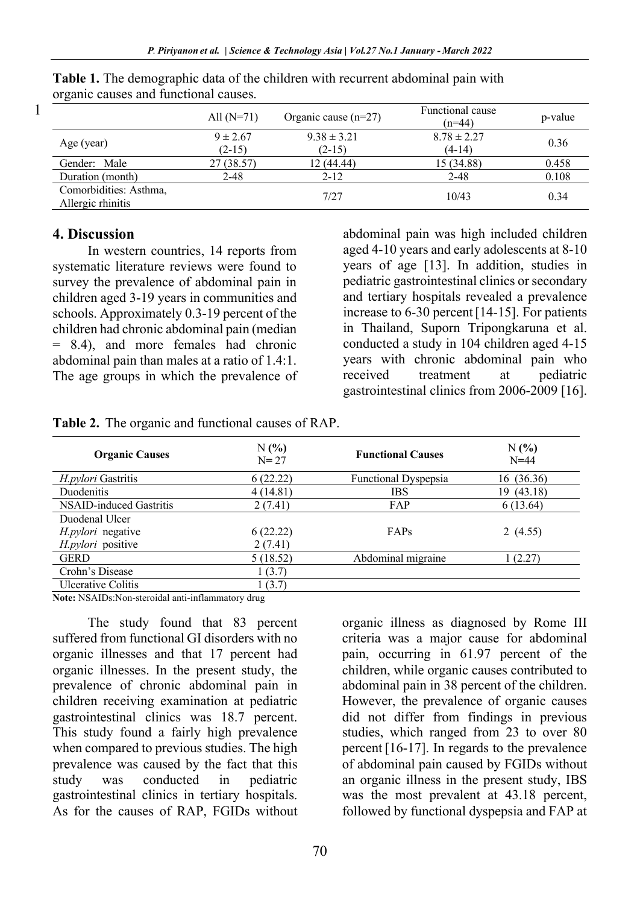**Table 1.** The demographic data of the children with recurrent abdominal pain with organic causes and functional causes.

| | All (N=71) | Organic cause (n=27) | Functional cause (n=44) | p-value |
|---|---|---|---|---|
| Age (year) | 9 ± 2.67 (2-15) | 9.38 ± 3.21 (2-15) | 8.78 ± 2.27 (4-14) | 0.36 |
| Gender: Male | 27 (38.57) | 12 (44.44) | 15 (34.88) | 0.458 |
| Duration (month) | 2-48 | 2-12 | 2-48 | 0.108 |
| Comorbidities: Asthma, Allergic rhinitis | | 7/27 | 10/43 | 0.34 |

## 4. Discussion

In western countries, 14 reports from systematic literature reviews were found to survey the prevalence of abdominal pain in children aged 3-19 years in communities and schools. Approximately 0.3-19 percent of the children had chronic abdominal pain (median = 8.4), and more females had chronic abdominal pain than males at a ratio of 1.4:1. The age groups in which the prevalence of abdominal pain was high included children aged 4-10 years and early adolescents at 8-10 years of age [13]. In addition, studies in pediatric gastrointestinal clinics or secondary and tertiary hospitals revealed a prevalence increase to 6-30 percent [14-15]. For patients in Thailand, Suporn Tripongkaruna et al. conducted a study in 104 children aged 4-15 years with chronic abdominal pain who received treatment at pediatric gastrointestinal clinics from 2006-2009 [16].

**Table 2.** The organic and functional causes of RAP.

| **Organic Causes** | N **(%)** N= 27 | **Functional Causes** | N **(%)** N=44 |
|---|---|---|---|
| *H.pylori* Gastritis | 6 (22.22) | Functional Dyspepsia | 16 (36.36) |
| Duodenitis | 4 (14.81) | IBS | 19 (43.18) |
| NSAID-induced Gastritis | 2 (7.41) | FAP | 6 (13.64) |
| Duodenal Ulcer<br>*H.pylori* negative<br>*H.pylori* positive | <br>6 (22.22)<br>2 (7.41) | FAPs | 2 (4.55) |
| GERD | 5 (18.52) | Abdominal migraine | 1 (2.27) |
| Crohn's Disease | 1 (3.7) | | |
| Ulcerative Colitis | 1 (3.7) | | |

**Note:** NSAIDs:Non-steroidal anti-inflammatory drug

The study found that 83 percent suffered from functional GI disorders with no organic illnesses and that 17 percent had organic illnesses. In the present study, the prevalence of chronic abdominal pain in children receiving examination at pediatric gastrointestinal clinics was 18.7 percent. This study found a fairly high prevalence when compared to previous studies. The high prevalence was caused by the fact that this study was conducted in pediatric gastrointestinal clinics in tertiary hospitals. As for the causes of RAP, FGIDs without organic illness as diagnosed by Rome III criteria was a major cause for abdominal pain, occurring in 61.97 percent of the children, while organic causes contributed to abdominal pain in 38 percent of the children. However, the prevalence of organic causes did not differ from findings in previous studies, which ranged from 23 to over 80 percent [16-17]. In regards to the prevalence of abdominal pain caused by FGIDs without an organic illness in the present study, IBS was the most prevalent at 43.18 percent, followed by functional dyspepsia and FAP at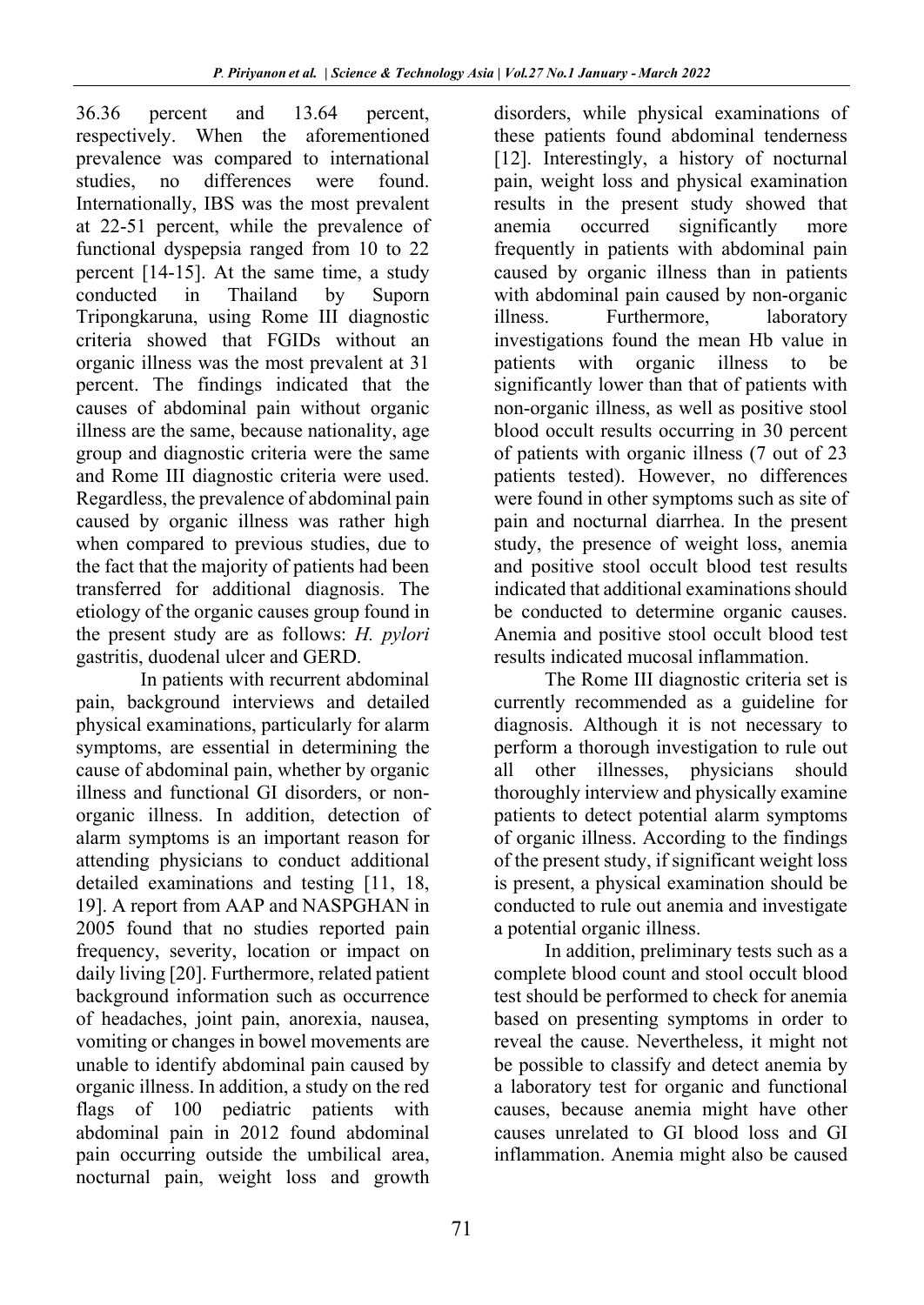36.36 percent and 13.64 percent, respectively. When the aforementioned prevalence was compared to international studies, no differences were found. Internationally, IBS was the most prevalent at 22-51 percent, while the prevalence of functional dyspepsia ranged from 10 to 22 percent [14-15]. At the same time, a study conducted in Thailand by Suporn Tripongkaruna, using Rome III diagnostic criteria showed that FGIDs without an organic illness was the most prevalent at 31 percent. The findings indicated that the causes of abdominal pain without organic illness are the same, because nationality, age group and diagnostic criteria were the same and Rome III diagnostic criteria were used. Regardless, the prevalence of abdominal pain caused by organic illness was rather high when compared to previous studies, due to the fact that the majority of patients had been transferred for additional diagnosis. The etiology of the organic causes group found in the present study are as follows: *H. pylori* gastritis, duodenal ulcer and GERD.

In patients with recurrent abdominal pain, background interviews and detailed physical examinations, particularly for alarm symptoms, are essential in determining the cause of abdominal pain, whether by organic illness and functional GI disorders, or non-organic illness. In addition, detection of alarm symptoms is an important reason for attending physicians to conduct additional detailed examinations and testing [11, 18, 19]. A report from AAP and NASPGHAN in 2005 found that no studies reported pain frequency, severity, location or impact on daily living [20]. Furthermore, related patient background information such as occurrence of headaches, joint pain, anorexia, nausea, vomiting or changes in bowel movements are unable to identify abdominal pain caused by organic illness. In addition, a study on the red flags of 100 pediatric patients with abdominal pain in 2012 found abdominal pain occurring outside the umbilical area, nocturnal pain, weight loss and growth disorders, while physical examinations of these patients found abdominal tenderness [12]. Interestingly, a history of nocturnal pain, weight loss and physical examination results in the present study showed that anemia occurred significantly more frequently in patients with abdominal pain caused by organic illness than in patients with abdominal pain caused by non-organic illness. Furthermore, laboratory investigations found the mean Hb value in patients with organic illness to be significantly lower than that of patients with non-organic illness, as well as positive stool blood occult results occurring in 30 percent of patients with organic illness (7 out of 23 patients tested). However, no differences were found in other symptoms such as site of pain and nocturnal diarrhea. In the present study, the presence of weight loss, anemia and positive stool occult blood test results indicated that additional examinations should be conducted to determine organic causes. Anemia and positive stool occult blood test results indicated mucosal inflammation.

The Rome III diagnostic criteria set is currently recommended as a guideline for diagnosis. Although it is not necessary to perform a thorough investigation to rule out all other illnesses, physicians should thoroughly interview and physically examine patients to detect potential alarm symptoms of organic illness. According to the findings of the present study, if significant weight loss is present, a physical examination should be conducted to rule out anemia and investigate a potential organic illness.

In addition, preliminary tests such as a complete blood count and stool occult blood test should be performed to check for anemia based on presenting symptoms in order to reveal the cause. Nevertheless, it might not be possible to classify and detect anemia by a laboratory test for organic and functional causes, because anemia might have other causes unrelated to GI blood loss and GI inflammation. Anemia might also be caused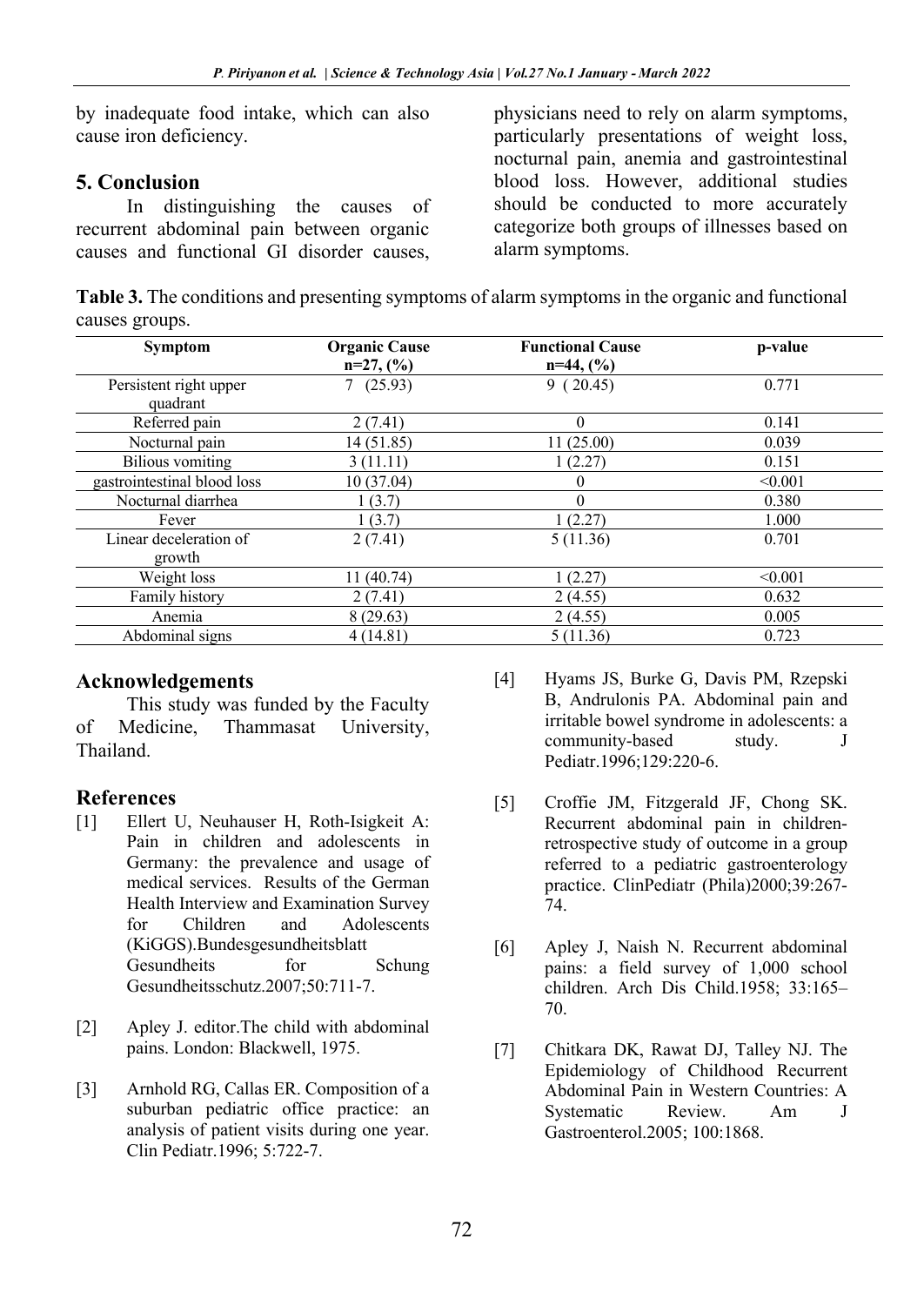by inadequate food intake, which can also cause iron deficiency.

## 5. Conclusion

In distinguishing the causes of recurrent abdominal pain between organic causes and functional GI disorder causes, physicians need to rely on alarm symptoms, particularly presentations of weight loss, nocturnal pain, anemia and gastrointestinal blood loss. However, additional studies should be conducted to more accurately categorize both groups of illnesses based on alarm symptoms.

**Table 3.** The conditions and presenting symptoms of alarm symptoms in the organic and functional causes groups.

| Symptom | Organic Cause n=27, (%) | Functional Cause n=44, (%) | p-value |
|---|---|---|---|
| Persistent right upper quadrant | 7 (25.93) | 9 ( 20.45) | 0.771 |
| Referred pain | 2 (7.41) | 0 | 0.141 |
| Nocturnal pain | 14 (51.85) | 11 (25.00) | 0.039 |
| Bilious vomiting | 3 (11.11) | 1 (2.27) | 0.151 |
| gastrointestinal blood loss | 10 (37.04) | 0 | <0.001 |
| Nocturnal diarrhea | 1 (3.7) | 0 | 0.380 |
| Fever | 1 (3.7) | 1 (2.27) | 1.000 |
| Linear deceleration of growth | 2 (7.41) | 5 (11.36) | 0.701 |
| Weight loss | 11 (40.74) | 1 (2.27) | <0.001 |
| Family history | 2 (7.41) | 2 (4.55) | 0.632 |
| Anemia | 8 (29.63) | 2 (4.55) | 0.005 |
| Abdominal signs | 4 (14.81) | 5 (11.36) | 0.723 |

## Acknowledgements

This study was funded by the Faculty of Medicine, Thammasat University, Thailand.

## References

[1] Ellert U, Neuhauser H, Roth-Isigkeit A: Pain in children and adolescents in Germany: the prevalence and usage of medical services. Results of the German Health Interview and Examination Survey for Children and Adolescents (KiGGS).Bundesgesundheitsblatt Gesundheits for Schung Gesundheitsschutz.2007;50:711-7.

[2] Apley J. editor.The child with abdominal pains. London: Blackwell, 1975.

[3] Arnhold RG, Callas ER. Composition of a suburban pediatric office practice: an analysis of patient visits during one year. Clin Pediatr.1996; 5:722-7.

[4] Hyams JS, Burke G, Davis PM, Rzepski B, Andrulonis PA. Abdominal pain and irritable bowel syndrome in adolescents: a community-based study. J Pediatr.1996;129:220-6.

[5] Croffie JM, Fitzgerald JF, Chong SK. Recurrent abdominal pain in children-retrospective study of outcome in a group referred to a pediatric gastroenterology practice. ClinPediatr (Phila)2000;39:267-74.

[6] Apley J, Naish N. Recurrent abdominal pains: a field survey of 1,000 school children. Arch Dis Child.1958; 33:165–70.

[7] Chitkara DK, Rawat DJ, Talley NJ. The Epidemiology of Childhood Recurrent Abdominal Pain in Western Countries: A Systematic Review. Am J Gastroenterol.2005; 100:1868.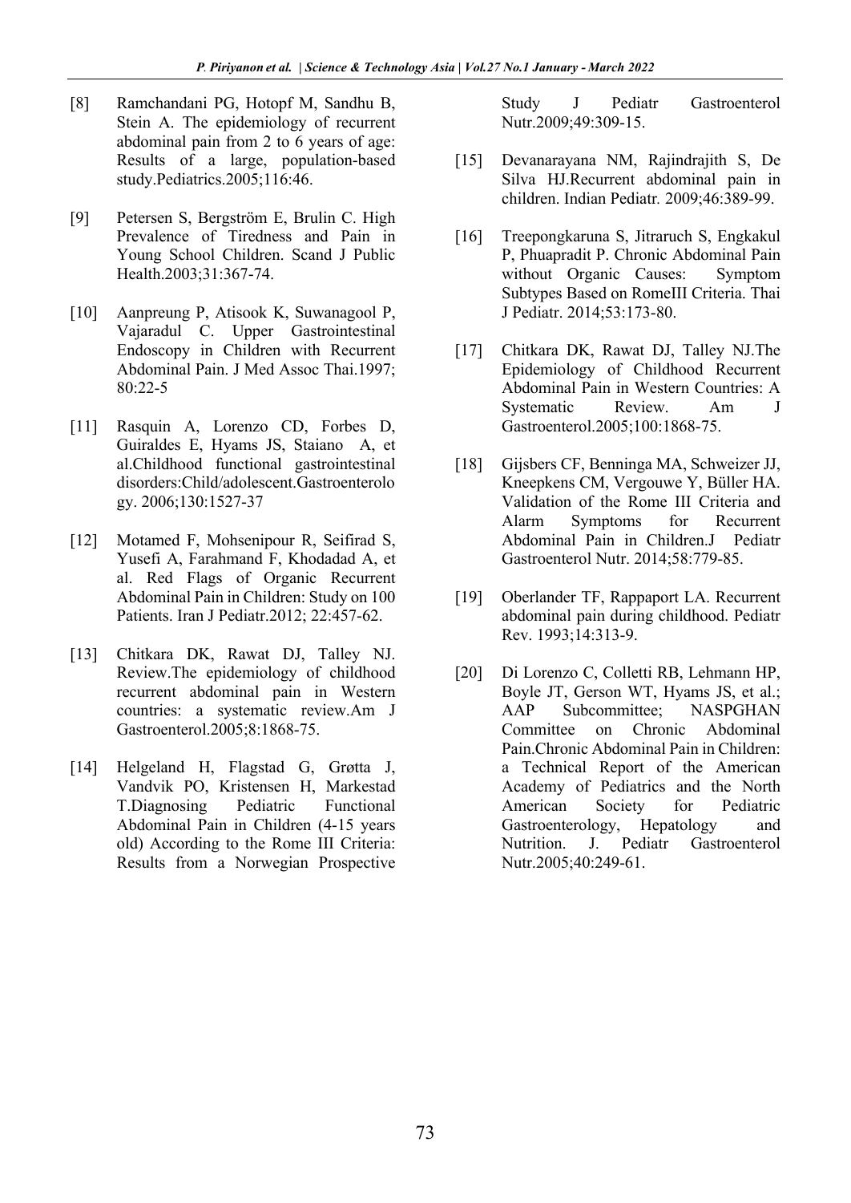[8] Ramchandani PG, Hotopf M, Sandhu B, Stein A. The epidemiology of recurrent abdominal pain from 2 to 6 years of age: Results of a large, population-based study.Pediatrics.2005;116:46.

[9] Petersen S, Bergström E, Brulin C. High Prevalence of Tiredness and Pain in Young School Children. Scand J Public Health.2003;31:367-74.

[10] Aanpreung P, Atisook K, Suwanagool P, Vajaradul C. Upper Gastrointestinal Endoscopy in Children with Recurrent Abdominal Pain. J Med Assoc Thai.1997; 80:22-5

[11] Rasquin A, Lorenzo CD, Forbes D, Guiraldes E, Hyams JS, Staiano A, et al.Childhood functional gastrointestinal disorders:Child/adolescent.Gastroenterology. 2006;130:1527-37

[12] Motamed F, Mohsenipour R, Seifirad S, Yusefi A, Farahmand F, Khodadad A, et al. Red Flags of Organic Recurrent Abdominal Pain in Children: Study on 100 Patients. Iran J Pediatr.2012; 22:457-62.

[13] Chitkara DK, Rawat DJ, Talley NJ. Review.The epidemiology of childhood recurrent abdominal pain in Western countries: a systematic review.Am J Gastroenterol.2005;8:1868-75.

[14] Helgeland H, Flagstad G, Grøtta J, Vandvik PO, Kristensen H, Markestad T.Diagnosing Pediatric Functional Abdominal Pain in Children (4-15 years old) According to the Rome III Criteria: Results from a Norwegian Prospective Study J Pediatr Gastroenterol Nutr.2009;49:309-15.

[15] Devanarayana NM, Rajindrajith S, De Silva HJ.Recurrent abdominal pain in children. Indian Pediatr. 2009;46:389-99.

[16] Treepongkaruna S, Jitraruch S, Engkakul P, Phuapradit P. Chronic Abdominal Pain without Organic Causes: Symptom Subtypes Based on RomeIII Criteria. Thai J Pediatr. 2014;53:173-80.

[17] Chitkara DK, Rawat DJ, Talley NJ.The Epidemiology of Childhood Recurrent Abdominal Pain in Western Countries: A Systematic Review. Am J Gastroenterol.2005;100:1868-75.

[18] Gijsbers CF, Benninga MA, Schweizer JJ, Kneepkens CM, Vergouwe Y, Büller HA. Validation of the Rome III Criteria and Alarm Symptoms for Recurrent Abdominal Pain in Children.J Pediatr Gastroenterol Nutr. 2014;58:779-85.

[19] Oberlander TF, Rappaport LA. Recurrent abdominal pain during childhood. Pediatr Rev. 1993;14:313-9.

[20] Di Lorenzo C, Colletti RB, Lehmann HP, Boyle JT, Gerson WT, Hyams JS, et al.; AAP Subcommittee; NASPGHAN Committee on Chronic Abdominal Pain.Chronic Abdominal Pain in Children: a Technical Report of the American Academy of Pediatrics and the North American Society for Pediatric Gastroenterology, Hepatology and Nutrition. J. Pediatr Gastroenterol Nutr.2005;40:249-61.